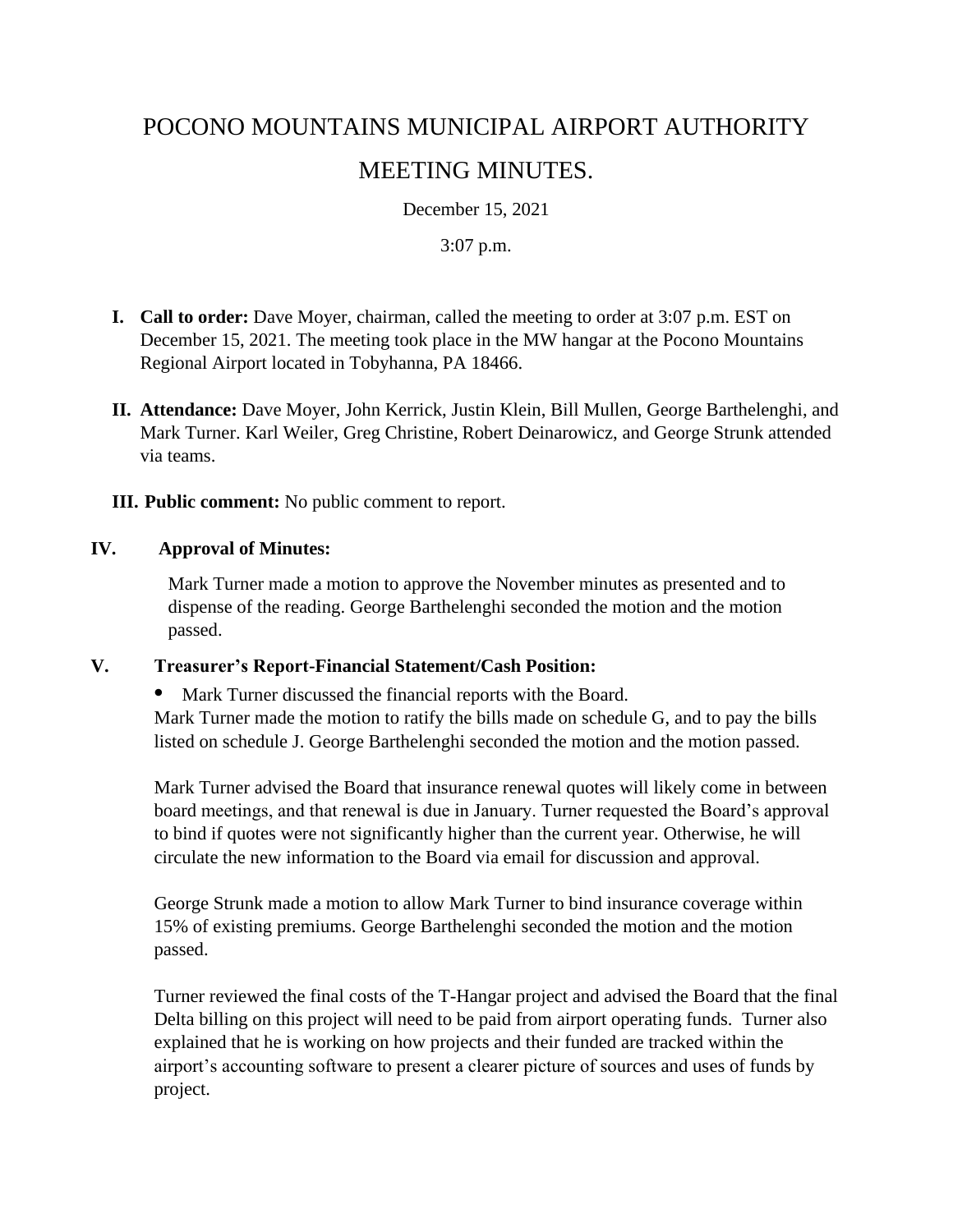# POCONO MOUNTAINS MUNICIPAL AIRPORT AUTHORITY

# MEETING MINUTES.

December 15, 2021

3:07 p.m.

**I. Call to order:** Dave Moyer, chairman, called the meeting to order at 3:07 p.m. EST on December 15, 2021. The meeting took place in the MW hangar at the Pocono Mountains Regional Airport located in Tobyhanna, PA 18466.

**II. Attendance:** Dave Moyer, John Kerrick, Justin Klein, Bill Mullen, George Barthelenghi, and Mark Turner. Karl Weiler, Greg Christine, Robert Deinarowicz, and George Strunk attended via teams.

**III. Public comment:** No public comment to report.

**IV. Approval of Minutes:**

Mark Turner made a motion to approve the November minutes as presented and to dispense of the reading. George Barthelenghi seconded the motion and the motion passed.

**V. Treasurer's Report-Financial Statement/Cash Position:**

- Mark Turner discussed the financial reports with the Board.

Mark Turner made the motion to ratify the bills made on schedule G, and to pay the bills listed on schedule J. George Barthelenghi seconded the motion and the motion passed.

Mark Turner advised the Board that insurance renewal quotes will likely come in between board meetings, and that renewal is due in January. Turner requested the Board's approval to bind if quotes were not significantly higher than the current year. Otherwise, he will circulate the new information to the Board via email for discussion and approval.

George Strunk made a motion to allow Mark Turner to bind insurance coverage within 15% of existing premiums. George Barthelenghi seconded the motion and the motion passed.

Turner reviewed the final costs of the T-Hangar project and advised the Board that the final Delta billing on this project will need to be paid from airport operating funds. Turner also explained that he is working on how projects and their funded are tracked within the airport's accounting software to present a clearer picture of sources and uses of funds by project.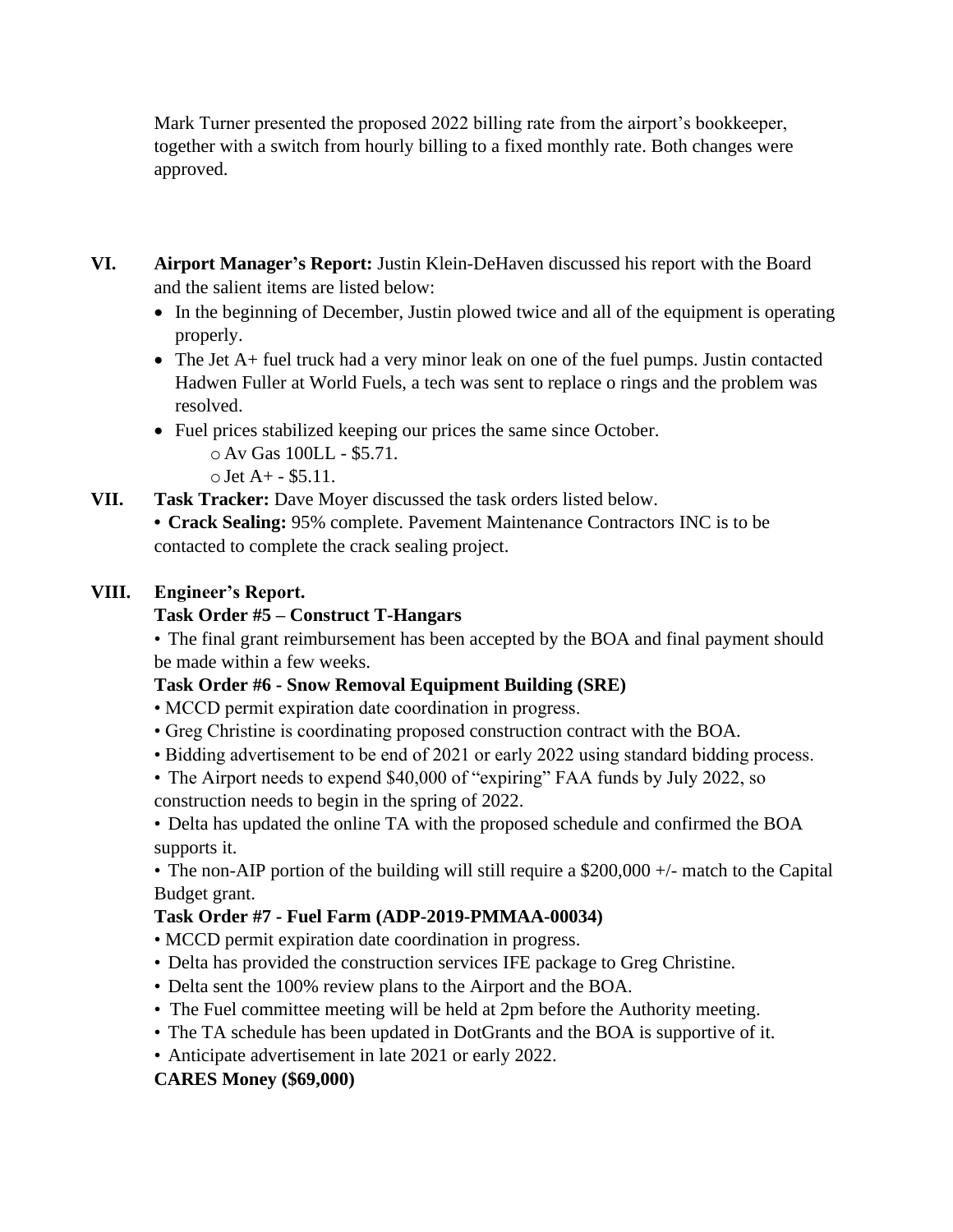Mark Turner presented the proposed 2022 billing rate from the airport's bookkeeper, together with a switch from hourly billing to a fixed monthly rate. Both changes were approved.

**VI. Airport Manager's Report:** Justin Klein-DeHaven discussed his report with the Board and the salient items are listed below:

- In the beginning of December, Justin plowed twice and all of the equipment is operating properly.
- The Jet A+ fuel truck had a very minor leak on one of the fuel pumps. Justin contacted Hadwen Fuller at World Fuels, a tech was sent to replace o rings and the problem was resolved.
- Fuel prices stabilized keeping our prices the same since October.
  - Av Gas 100LL - $5.71.
  - Jet A+ - $5.11.

**VII. Task Tracker:** Dave Moyer discussed the task orders listed below.

- **Crack Sealing:** 95% complete. Pavement Maintenance Contractors INC is to be contacted to complete the crack sealing project.

**VIII. Engineer's Report.**

**Task Order #5 – Construct T-Hangars**

- The final grant reimbursement has been accepted by the BOA and final payment should be made within a few weeks.

**Task Order #6 - Snow Removal Equipment Building (SRE)**

- MCCD permit expiration date coordination in progress.
- Greg Christine is coordinating proposed construction contract with the BOA.
- Bidding advertisement to be end of 2021 or early 2022 using standard bidding process.
- The Airport needs to expend $40,000 of "expiring" FAA funds by July 2022, so construction needs to begin in the spring of 2022.
- Delta has updated the online TA with the proposed schedule and confirmed the BOA supports it.
- The non-AIP portion of the building will still require a $200,000 +/- match to the Capital Budget grant.

**Task Order #7 - Fuel Farm (ADP-2019-PMMAA-00034)**

- MCCD permit expiration date coordination in progress.
- Delta has provided the construction services IFE package to Greg Christine.
- Delta sent the 100% review plans to the Airport and the BOA.
- The Fuel committee meeting will be held at 2pm before the Authority meeting.
- The TA schedule has been updated in DotGrants and the BOA is supportive of it.
- Anticipate advertisement in late 2021 or early 2022.

**CARES Money ($69,000)**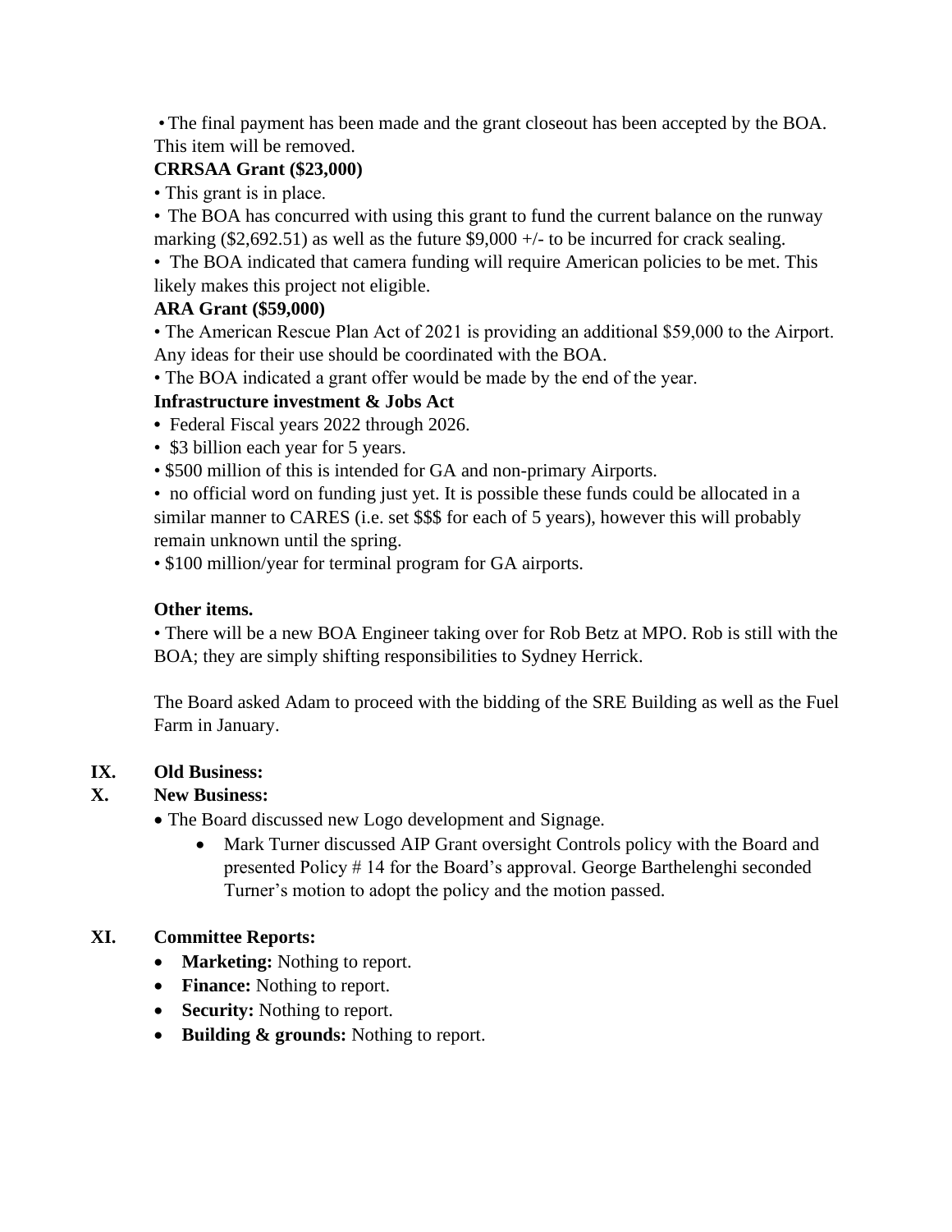• The final payment has been made and the grant closeout has been accepted by the BOA. This item will be removed.

**CRRSAA Grant ($23,000)**

• This grant is in place.

• The BOA has concurred with using this grant to fund the current balance on the runway marking ($2,692.51) as well as the future $9,000 +/- to be incurred for crack sealing.

• The BOA indicated that camera funding will require American policies to be met. This likely makes this project not eligible.

**ARA Grant ($59,000)**

• The American Rescue Plan Act of 2021 is providing an additional $59,000 to the Airport. Any ideas for their use should be coordinated with the BOA.

• The BOA indicated a grant offer would be made by the end of the year.

**Infrastructure investment & Jobs Act**

• Federal Fiscal years 2022 through 2026.

• $3 billion each year for 5 years.

• $500 million of this is intended for GA and non-primary Airports.

• no official word on funding just yet. It is possible these funds could be allocated in a similar manner to CARES (i.e. set $$$ for each of 5 years), however this will probably remain unknown until the spring.

• $100 million/year for terminal program for GA airports.

**Other items.**

• There will be a new BOA Engineer taking over for Rob Betz at MPO. Rob is still with the BOA; they are simply shifting responsibilities to Sydney Herrick.

The Board asked Adam to proceed with the bidding of the SRE Building as well as the Fuel Farm in January.

**IX. Old Business:**

**X. New Business:**

- The Board discussed new Logo development and Signage.
  - Mark Turner discussed AIP Grant oversight Controls policy with the Board and presented Policy # 14 for the Board's approval. George Barthelenghi seconded Turner's motion to adopt the policy and the motion passed.

**XI. Committee Reports:**

- **Marketing:** Nothing to report.
- **Finance:** Nothing to report.
- **Security:** Nothing to report.
- **Building & grounds:** Nothing to report.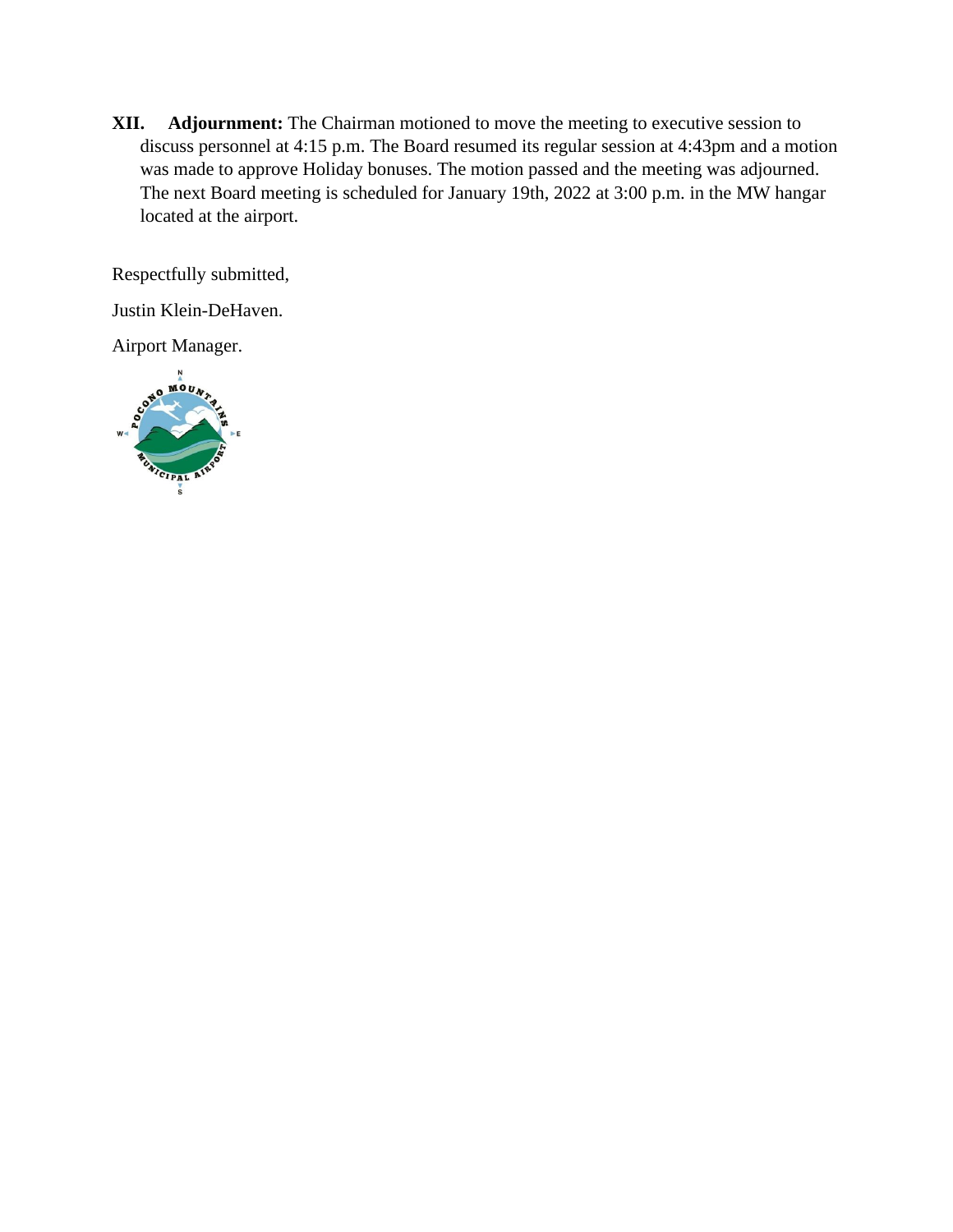**XII. Adjournment:** The Chairman motioned to move the meeting to executive session to discuss personnel at 4:15 p.m. The Board resumed its regular session at 4:43pm and a motion was made to approve Holiday bonuses. The motion passed and the meeting was adjourned. The next Board meeting is scheduled for January 19th, 2022 at 3:00 p.m. in the MW hangar located at the airport.

Respectfully submitted,

Justin Klein-DeHaven.

Airport Manager.